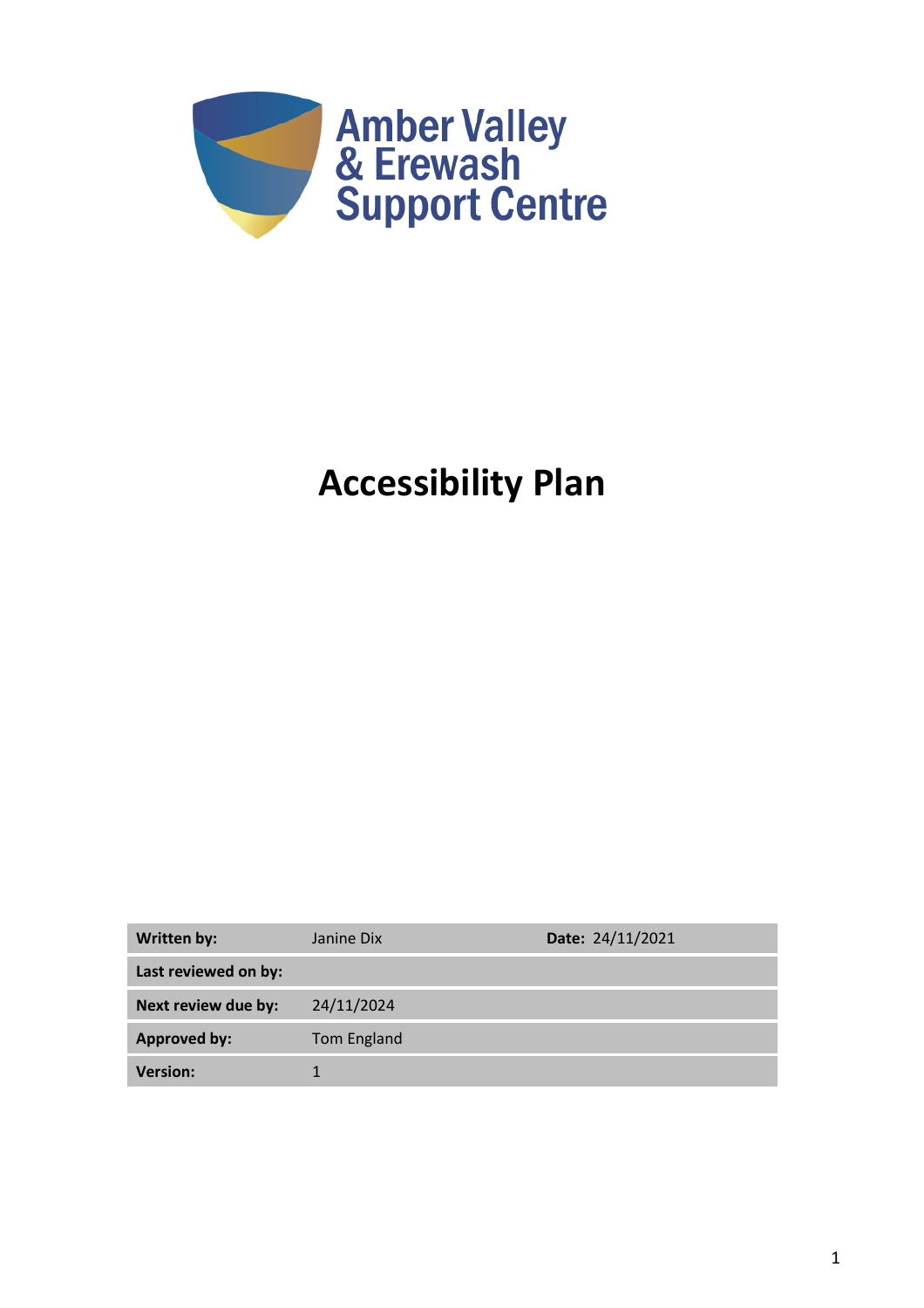Amber Valley & Erewash Support Centre

# Accessibility Plan

| **Written by:** | Janine Dix | **Date:** 24/11/2021 |
|---|---|---|
| **Last reviewed on by:** | | |
| **Next review due by:** | 24/11/2024 | |
| **Approved by:** | Tom England | |
| **Version:** | 1 | |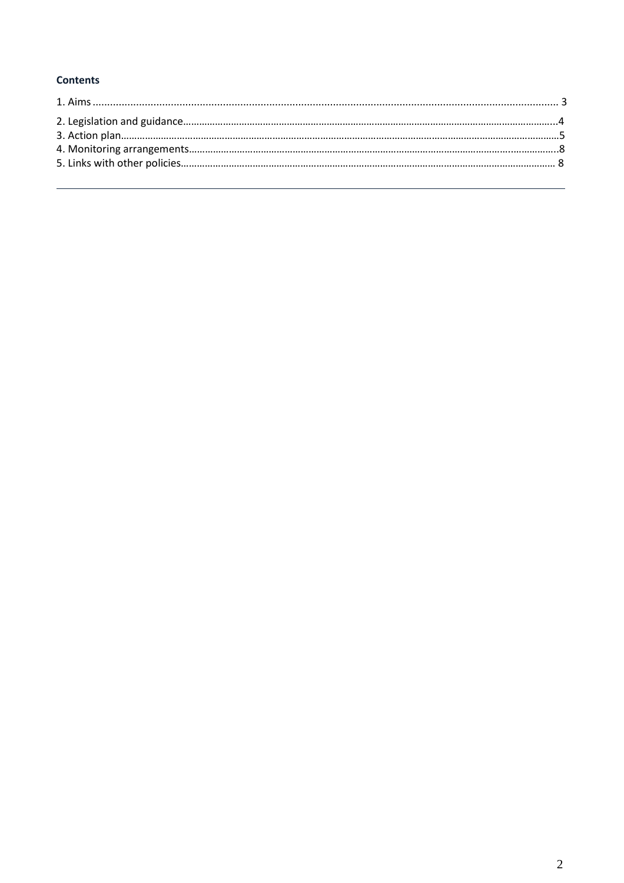**Contents**

1. Aims ........................................................................................................................................... 3
2. Legislation and guidance..........................................................................................................4
3. Action plan................................................................................................................................5
4. Monitoring arrangements..........................................................................................................8
5. Links with other policies............................................................................................................ 8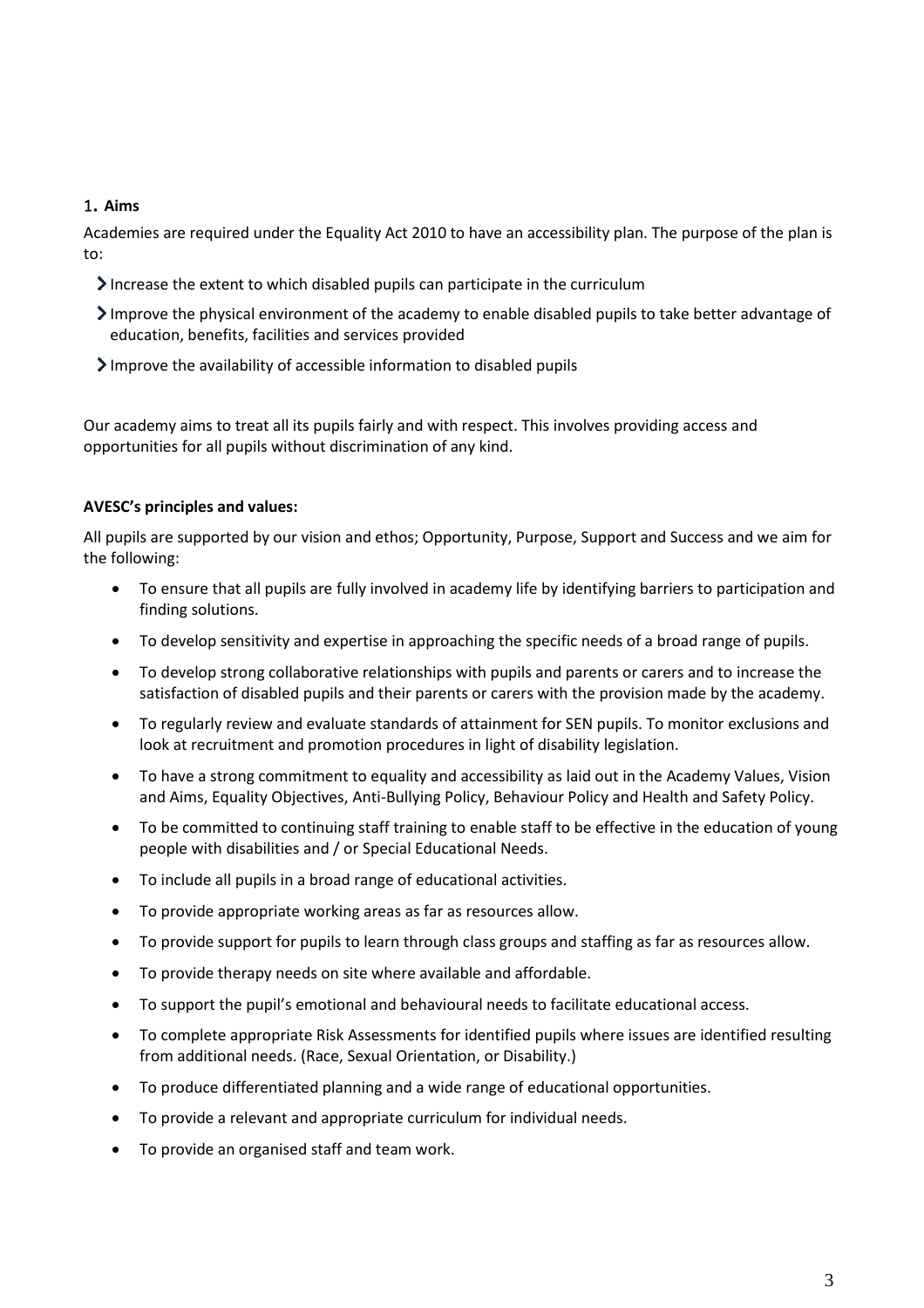## 1. Aims

Academies are required under the Equality Act 2010 to have an accessibility plan. The purpose of the plan is to:

- Increase the extent to which disabled pupils can participate in the curriculum
- Improve the physical environment of the academy to enable disabled pupils to take better advantage of education, benefits, facilities and services provided
- Improve the availability of accessible information to disabled pupils

Our academy aims to treat all its pupils fairly and with respect. This involves providing access and opportunities for all pupils without discrimination of any kind.

**AVESC's principles and values:**

All pupils are supported by our vision and ethos; Opportunity, Purpose, Support and Success and we aim for the following:

- To ensure that all pupils are fully involved in academy life by identifying barriers to participation and finding solutions.
- To develop sensitivity and expertise in approaching the specific needs of a broad range of pupils.
- To develop strong collaborative relationships with pupils and parents or carers and to increase the satisfaction of disabled pupils and their parents or carers with the provision made by the academy.
- To regularly review and evaluate standards of attainment for SEN pupils. To monitor exclusions and look at recruitment and promotion procedures in light of disability legislation.
- To have a strong commitment to equality and accessibility as laid out in the Academy Values, Vision and Aims, Equality Objectives, Anti-Bullying Policy, Behaviour Policy and Health and Safety Policy.
- To be committed to continuing staff training to enable staff to be effective in the education of young people with disabilities and / or Special Educational Needs.
- To include all pupils in a broad range of educational activities.
- To provide appropriate working areas as far as resources allow.
- To provide support for pupils to learn through class groups and staffing as far as resources allow.
- To provide therapy needs on site where available and affordable.
- To support the pupil's emotional and behavioural needs to facilitate educational access.
- To complete appropriate Risk Assessments for identified pupils where issues are identified resulting from additional needs. (Race, Sexual Orientation, or Disability.)
- To produce differentiated planning and a wide range of educational opportunities.
- To provide a relevant and appropriate curriculum for individual needs.
- To provide an organised staff and team work.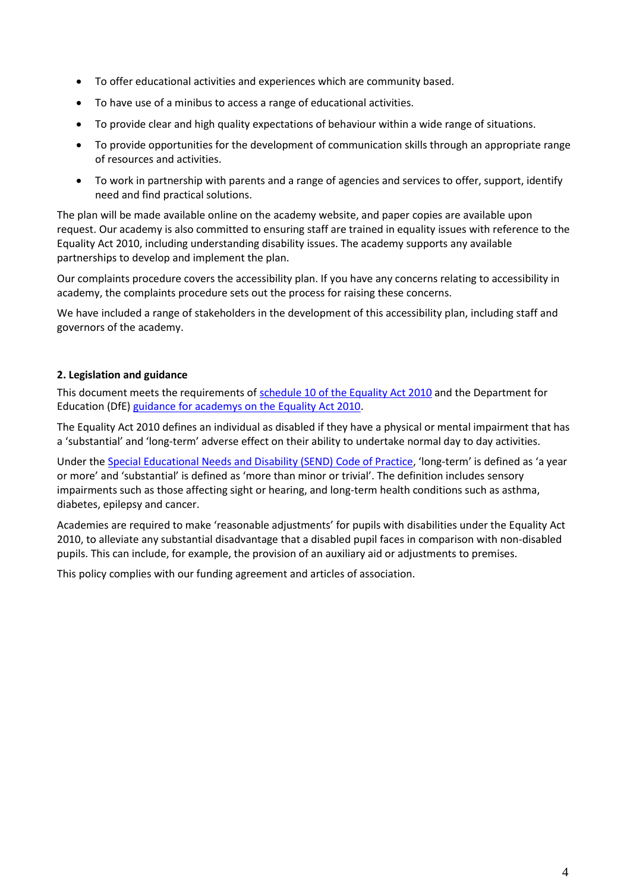- To offer educational activities and experiences which are community based.
- To have use of a minibus to access a range of educational activities.
- To provide clear and high quality expectations of behaviour within a wide range of situations.
- To provide opportunities for the development of communication skills through an appropriate range of resources and activities.
- To work in partnership with parents and a range of agencies and services to offer, support, identify need and find practical solutions.

The plan will be made available online on the academy website, and paper copies are available upon request. Our academy is also committed to ensuring staff are trained in equality issues with reference to the Equality Act 2010, including understanding disability issues. The academy supports any available partnerships to develop and implement the plan.

Our complaints procedure covers the accessibility plan. If you have any concerns relating to accessibility in academy, the complaints procedure sets out the process for raising these concerns.

We have included a range of stakeholders in the development of this accessibility plan, including staff and governors of the academy.

**2. Legislation and guidance**

This document meets the requirements of schedule 10 of the Equality Act 2010 and the Department for Education (DfE) guidance for academys on the Equality Act 2010.

The Equality Act 2010 defines an individual as disabled if they have a physical or mental impairment that has a 'substantial' and 'long-term' adverse effect on their ability to undertake normal day to day activities.

Under the Special Educational Needs and Disability (SEND) Code of Practice, 'long-term' is defined as 'a year or more' and 'substantial' is defined as 'more than minor or trivial'. The definition includes sensory impairments such as those affecting sight or hearing, and long-term health conditions such as asthma, diabetes, epilepsy and cancer.

Academies are required to make 'reasonable adjustments' for pupils with disabilities under the Equality Act 2010, to alleviate any substantial disadvantage that a disabled pupil faces in comparison with non-disabled pupils. This can include, for example, the provision of an auxiliary aid or adjustments to premises.

This policy complies with our funding agreement and articles of association.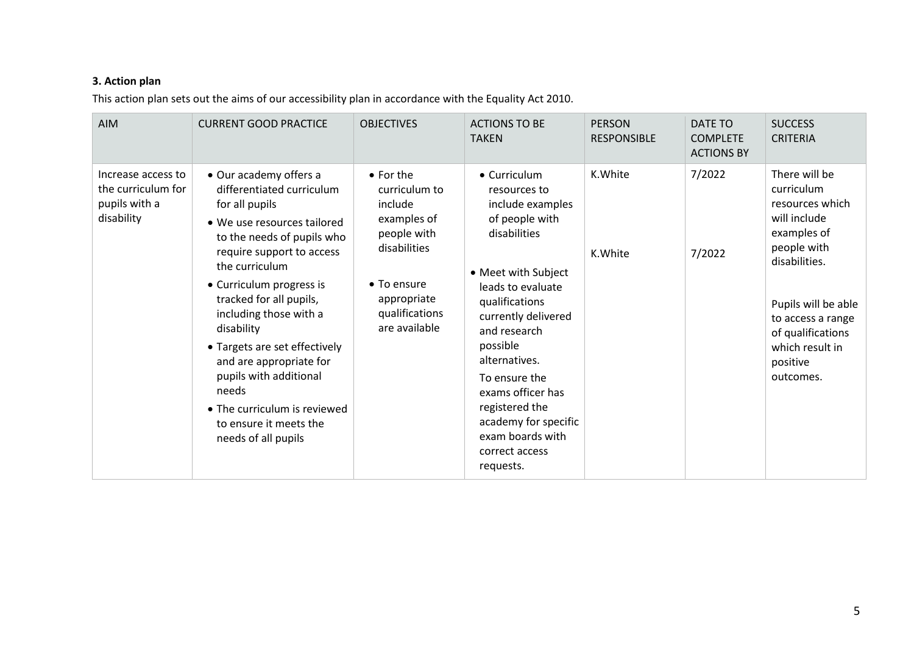### 3. Action plan

This action plan sets out the aims of our accessibility plan in accordance with the Equality Act 2010.

| AIM | CURRENT GOOD PRACTICE | OBJECTIVES | ACTIONS TO BE TAKEN | PERSON RESPONSIBLE | DATE TO COMPLETE ACTIONS BY | SUCCESS CRITERIA |
|---|---|---|---|---|---|---|
| Increase access to the curriculum for pupils with a disability | • Our academy offers a differentiated curriculum for all pupils<br>• We use resources tailored to the needs of pupils who require support to access the curriculum<br>• Curriculum progress is tracked for all pupils, including those with a disability<br>• Targets are set effectively and are appropriate for pupils with additional needs<br>• The curriculum is reviewed to ensure it meets the needs of all pupils | • For the curriculum to include examples of people with disabilities<br>• To ensure appropriate qualifications are available | • Curriculum resources to include examples of people with disabilities<br>• Meet with Subject leads to evaluate qualifications currently delivered and research possible alternatives.<br>To ensure the exams officer has registered the academy for specific exam boards with correct access requests. | K.White<br><br>K.White | 7/2022<br><br>7/2022 | There will be curriculum resources which will include examples of people with disabilities.<br><br>Pupils will be able to access a range of qualifications which result in positive outcomes. |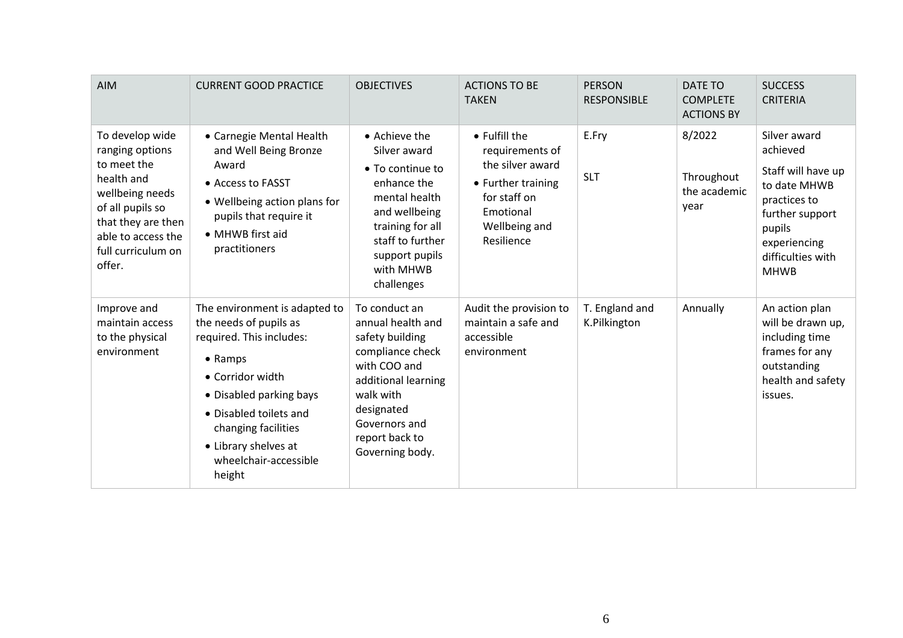| AIM | CURRENT GOOD PRACTICE | OBJECTIVES | ACTIONS TO BE TAKEN | PERSON RESPONSIBLE | DATE TO COMPLETE ACTIONS BY | SUCCESS CRITERIA |
|---|---|---|---|---|---|---|
| To develop wide ranging options to meet the health and wellbeing needs of all pupils so that they are then able to access the full curriculum on offer. | • Carnegie Mental Health and Well Being Bronze Award<br>• Access to FASST<br>• Wellbeing action plans for pupils that require it<br>• MHWB first aid practitioners | • Achieve the Silver award<br>• To continue to enhance the mental health and wellbeing training for all staff to further support pupils with MHWB challenges | • Fulfill the requirements of the silver award<br>• Further training for staff on Emotional Wellbeing and Resilience | E.Fry<br><br>SLT | 8/2022<br><br>Throughout the academic year | Silver award achieved<br><br>Staff will have up to date MHWB practices to further support pupils experiencing difficulties with MHWB |
| Improve and maintain access to the physical environment | The environment is adapted to the needs of pupils as required. This includes:<br>• Ramps<br>• Corridor width<br>• Disabled parking bays<br>• Disabled toilets and changing facilities<br>• Library shelves at wheelchair-accessible height | To conduct an annual health and safety building compliance check with COO and additional learning walk with designated Governors and report back to Governing body. | Audit the provision to maintain a safe and accessible environment | T. England and K.Pilkington | Annually | An action plan will be drawn up, including time frames for any outstanding health and safety issues. |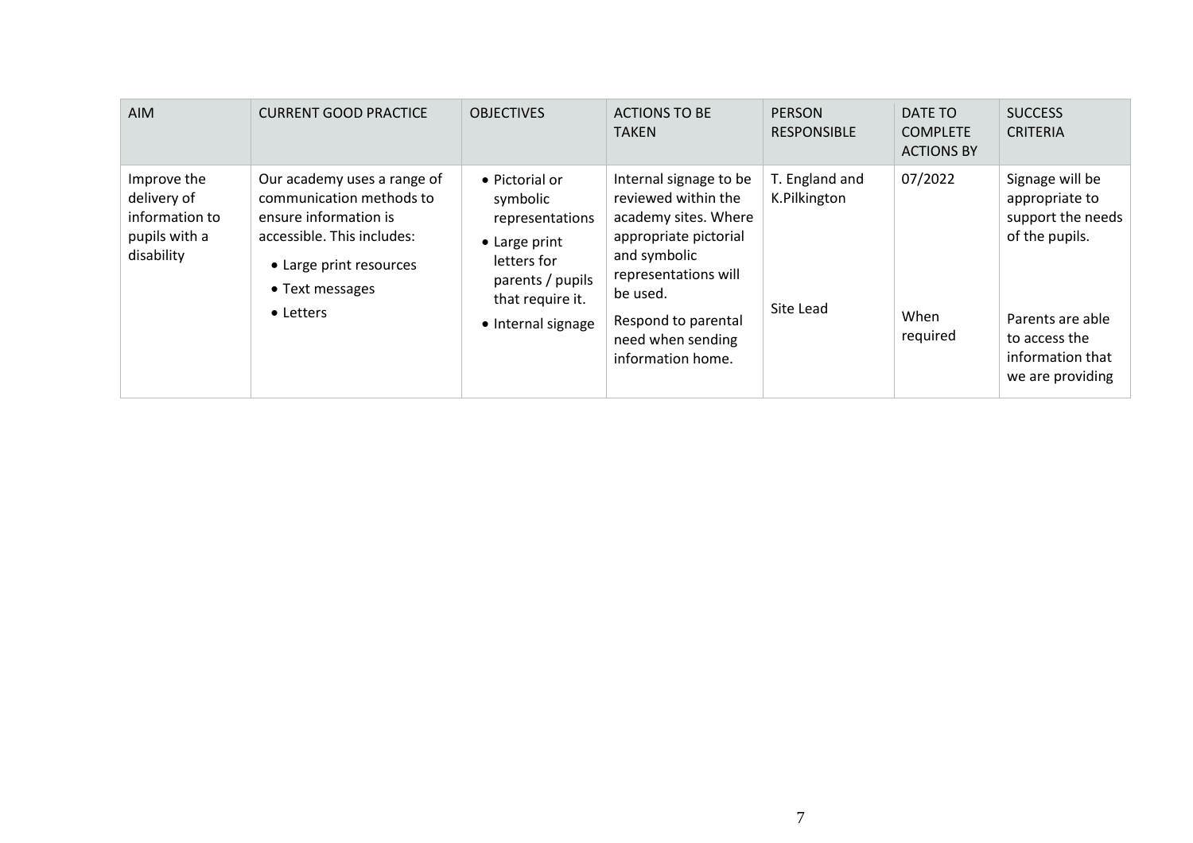| AIM | CURRENT GOOD PRACTICE | OBJECTIVES | ACTIONS TO BE TAKEN | PERSON RESPONSIBLE | DATE TO COMPLETE ACTIONS BY | SUCCESS CRITERIA |
|---|---|---|---|---|---|---|
| Improve the delivery of information to pupils with a disability | Our academy uses a range of communication methods to ensure information is accessible. This includes:<br>• Large print resources<br>• Text messages<br>• Letters | • Pictorial or symbolic representations<br>• Large print letters for parents / pupils that require it.<br>• Internal signage | Internal signage to be reviewed within the academy sites. Where appropriate pictorial and symbolic representations will be used.<br><br>Respond to parental need when sending information home. | T. England and K.Pilkington<br><br>Site Lead | 07/2022<br><br>When required | Signage will be appropriate to support the needs of the pupils.<br><br>Parents are able to access the information that we are providing |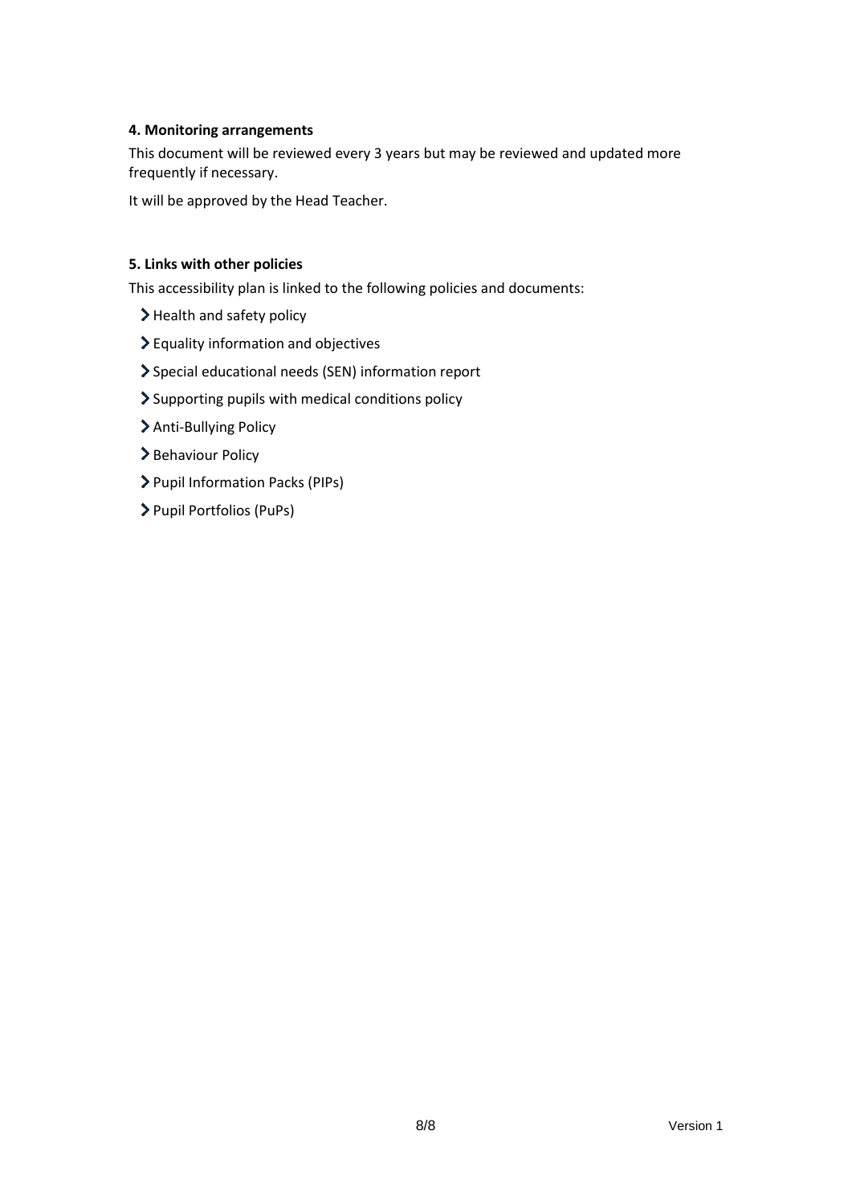**4. Monitoring arrangements**

This document will be reviewed every 3 years but may be reviewed and updated more frequently if necessary.

It will be approved by the Head Teacher.

**5. Links with other policies**

This accessibility plan is linked to the following policies and documents:

- Health and safety policy
- Equality information and objectives
- Special educational needs (SEN) information report
- Supporting pupils with medical conditions policy
- Anti-Bullying Policy
- Behaviour Policy
- Pupil Information Packs (PIPs)
- Pupil Portfolios (PuPs)